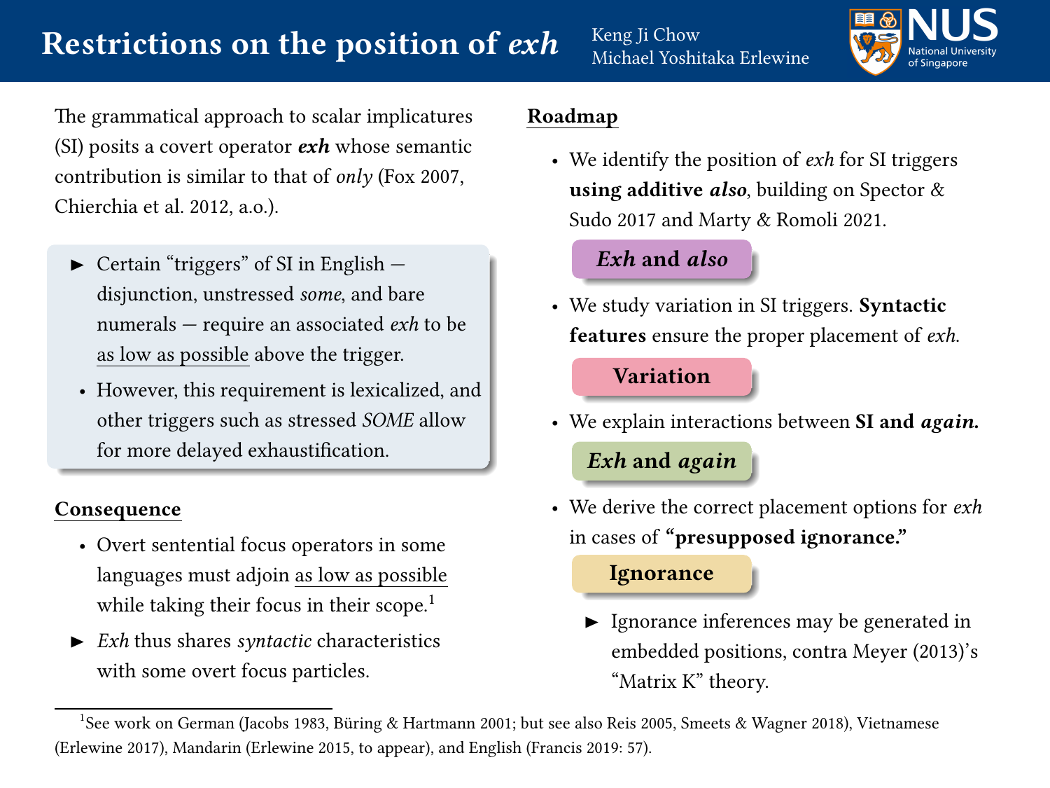# Restrictions on the position of *exh*

Keng Ji Chow
Michael Yoshitaka Erlewine

NUS National University of Singapore

The grammatical approach to scalar implicatures (SI) posits a covert operator ***exh*** whose semantic contribution is similar to that of *only* (Fox 2007, Chierchia et al. 2012, a.o.).

- ► Certain "triggers" of SI in English — disjunction, unstressed *some*, and bare numerals — require an associated *exh* to be as low as possible above the trigger.
- However, this requirement is lexicalized, and other triggers such as stressed *SOME* allow for more delayed exhaustification.

## Consequence

- Overt sentential focus operators in some languages must adjoin as low as possible while taking their focus in their scope.[1]
- ► *Exh* thus shares *syntactic* characteristics with some overt focus particles.

## Roadmap

- We identify the position of *exh* for SI triggers **using additive *also***, building on Spector & Sudo 2017 and Marty & Romoli 2021.

**Exh and also**

- We study variation in SI triggers. **Syntactic features** ensure the proper placement of *exh*.

**Variation**

- We explain interactions between **SI and *again*.**

**Exh and again**

- We derive the correct placement options for *exh* in cases of **"presupposed ignorance."**

**Ignorance**

- ► Ignorance inferences may be generated in embedded positions, contra Meyer (2013)'s "Matrix K" theory.

---

[1] See work on German (Jacobs 1983, Büring & Hartmann 2001; but see also Reis 2005, Smeets & Wagner 2018), Vietnamese (Erlewine 2017), Mandarin (Erlewine 2015, to appear), and English (Francis 2019: 57).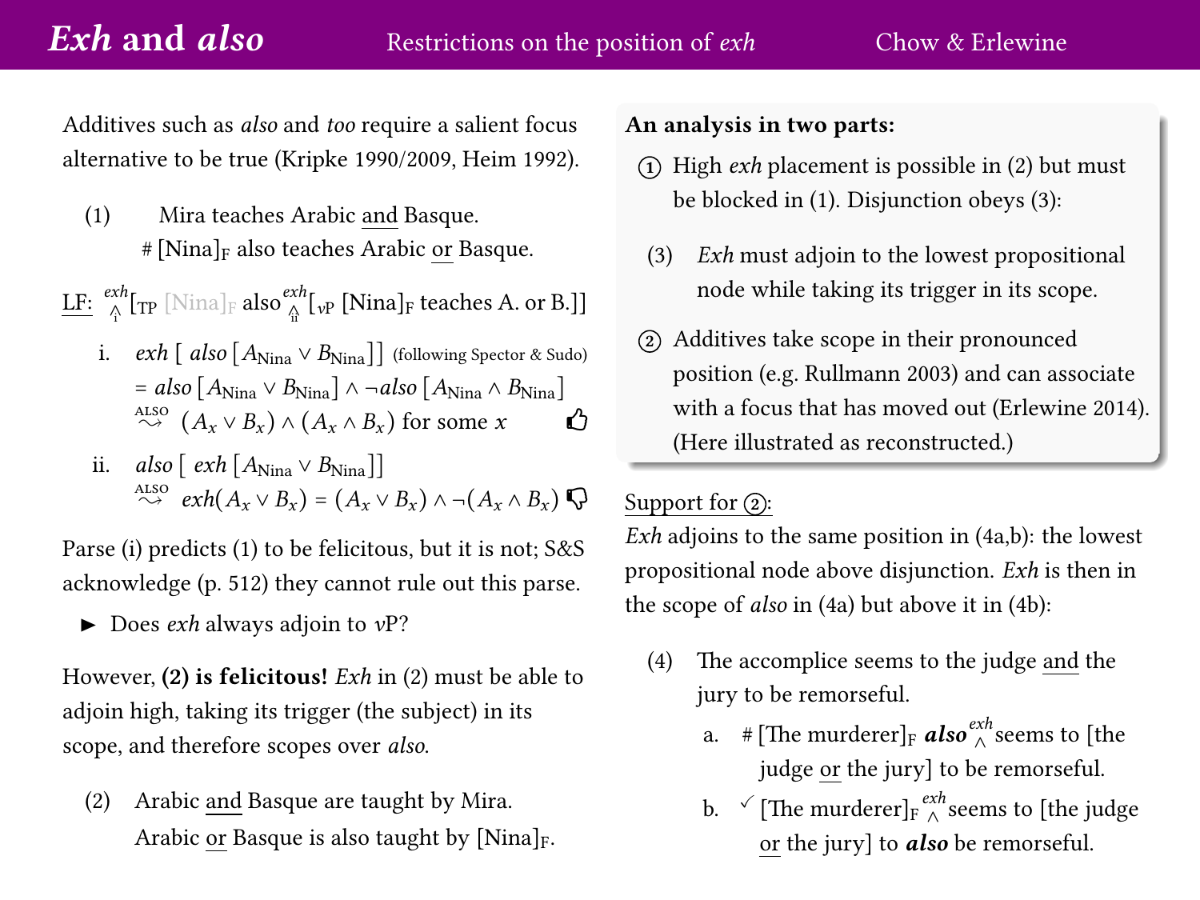Additives such as *also* and *too* require a salient focus alternative to be true (Kripke 1990/2009, Heim 1992).

(1) Mira teaches Arabic <u>and</u> Basque.
 # [Nina]$_F$ also teaches Arabic <u>or</u> Basque.

<u>LF:</u> $\overset{exh}{\underset{i}{\wedge}}$[$_{TP}$ [Nina]$_F$ also $\overset{exh}{\underset{ii}{\wedge}}$[$_{vP}$ [Nina]$_F$ teaches A. or B.]]

i. *exh* [ *also* [$A_{Nina} \vee B_{Nina}$]] (following Spector & Sudo)
 = *also* [$A_{Nina} \vee B_{Nina}$] ∧ ¬*also* [$A_{Nina} \wedge B_{Nina}$]
 $\overset{\text{ALSO}}{\rightsquigarrow}$ $(A_x \vee B_x) \wedge (A_x \wedge B_x)$ for some $x$ 👍

ii. *also* [ *exh* [$A_{Nina} \vee B_{Nina}$]]
 $\overset{\text{ALSO}}{\rightsquigarrow}$ $exh(A_x \vee B_x) = (A_x \vee B_x) \wedge \neg(A_x \wedge B_x)$ 👎

Parse (i) predicts (1) to be felicitous, but it is not; S&S acknowledge (p. 512) they cannot rule out this parse.

- ► Does *exh* always adjoin to *v*P?

However, **(2) is felicitous!** *Exh* in (2) must be able to adjoin high, taking its trigger (the subject) in its scope, and therefore scopes over *also*.

(2) Arabic <u>and</u> Basque are taught by Mira.
 Arabic <u>or</u> Basque is also taught by [Nina]$_F$.

**An analysis in two parts:**

① High *exh* placement is possible in (2) but must be blocked in (1). Disjunction obeys (3):

(3) *Exh* must adjoin to the lowest propositional node while taking its trigger in its scope.

② Additives take scope in their pronounced position (e.g. Rullmann 2003) and can associate with a focus that has moved out (Erlewine 2014). (Here illustrated as reconstructed.)

<u>Support for ②:</u>
*Exh* adjoins to the same position in (4a,b): the lowest propositional node above disjunction. *Exh* is then in the scope of *also* in (4a) but above it in (4b):

(4) The accomplice seems to the judge <u>and</u> the jury to be remorseful.

a. # [The murderer]$_F$ ***also*** $\overset{exh}{\wedge}$ seems to [the judge <u>or</u> the jury] to be remorseful.

b. ✓ [The murderer]$_F$ $\overset{exh}{\wedge}$ seems to [the judge <u>or</u> the jury] to ***also*** be remorseful.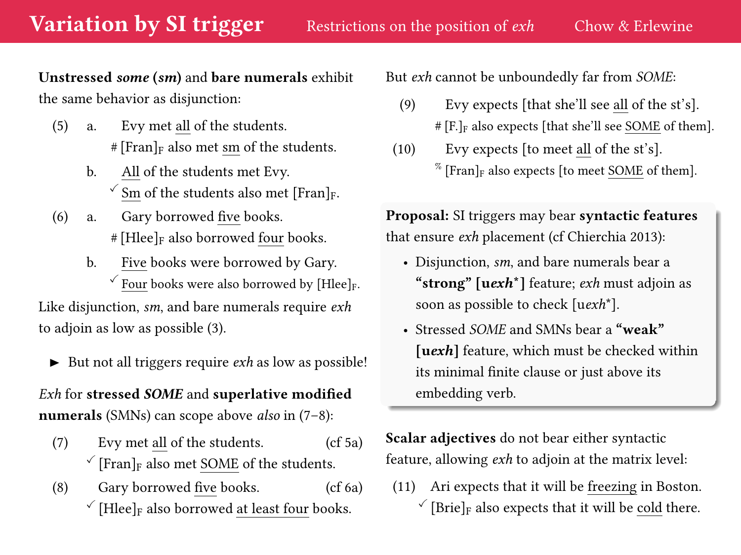## Variation by SI trigger

**Unstressed *some* (*sm*)** and **bare numerals** exhibit the same behavior as disjunction:

(5) a. Evy met <u>all</u> of the students.
  # [Fran]$_F$ also met <u>sm</u> of the students.

b. <u>All</u> of the students met Evy.
  ✓ <u>Sm</u> of the students also met [Fran]$_F$.

(6) a. Gary borrowed <u>five</u> books.
  # [Hlee]$_F$ also borrowed <u>four</u> books.

b. <u>Five</u> books were borrowed by Gary.
  ✓ <u>Four</u> books were also borrowed by [Hlee]$_F$.

Like disjunction, *sm*, and bare numerals require *exh* to adjoin as low as possible (3).

► But not all triggers require *exh* as low as possible!

*Exh* for **stressed *SOME*** and **superlative modified numerals** (SMNs) can scope above *also* in (7–8):

(7) Evy met <u>all</u> of the students. (cf 5a)
  ✓ [Fran]$_F$ also met <u>SOME</u> of the students.

(8) Gary borrowed <u>five</u> books. (cf 6a)
  ✓ [Hlee]$_F$ also borrowed <u>at least four</u> books.

But *exh* cannot be unboundedly far from *SOME*:

(9) Evy expects [that she'll see <u>all</u> of the st's].
  # [F.]$_F$ also expects [that she'll see <u>SOME</u> of them].

(10) Evy expects [to meet <u>all</u> of the st's].
  % [Fran]$_F$ also expects [to meet <u>SOME</u> of them].

**Proposal:** SI triggers may bear **syntactic features** that ensure *exh* placement (cf Chierchia 2013):

- Disjunction, *sm*, and bare numerals bear a **"strong" [u*exh*\*]** feature; *exh* must adjoin as soon as possible to check [u*exh*\*].
- Stressed *SOME* and SMNs bear a **"weak" [u*exh*]** feature, which must be checked within its minimal finite clause or just above its embedding verb.

**Scalar adjectives** do not bear either syntactic feature, allowing *exh* to adjoin at the matrix level:

(11) Ari expects that it will be <u>freezing</u> in Boston.
  ✓ [Brie]$_F$ also expects that it will be <u>cold</u> there.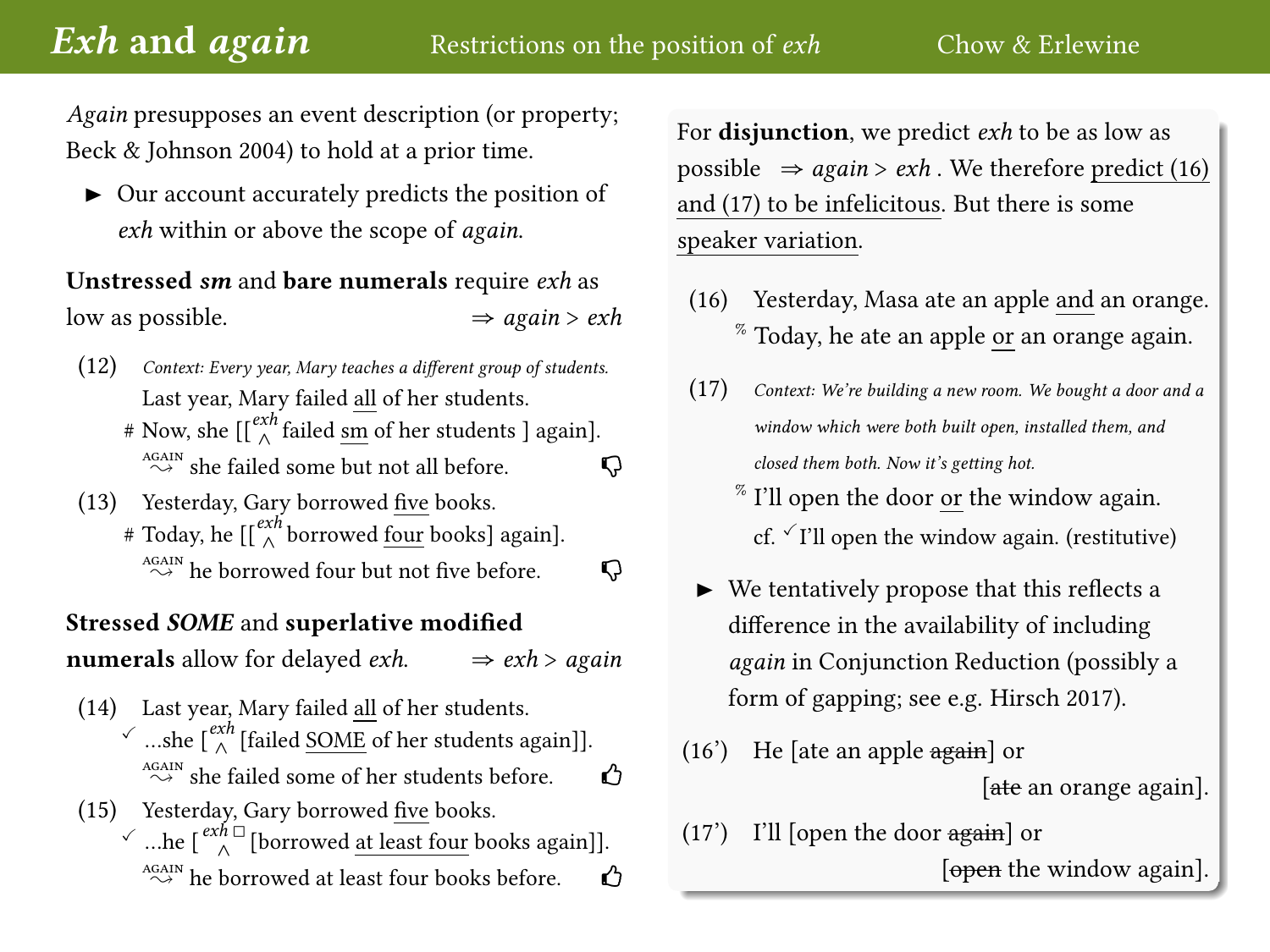# *Exh* and *again*

*Again* presupposes an event description (or property; Beck & Johnson 2004) to hold at a prior time.

- Our account accurately predicts the position of *exh* within or above the scope of *again*.

**Unstressed *sm*** and **bare numerals** require *exh* as low as possible. ⇒ *again* > *exh*

(12) *Context: Every year, Mary teaches a different group of students.*
Last year, Mary failed all of her students.
\# Now, she [[$^{exh}_{\wedge}$ failed sm of her students ] again].
$\overset{\text{AGAIN}}{\rightsquigarrow}$ she failed some but not all before. 👎

(13) Yesterday, Gary borrowed five books.
\# Today, he [[$^{exh}_{\wedge}$ borrowed four books] again].
$\overset{\text{AGAIN}}{\rightsquigarrow}$ he borrowed four but not five before. 👎

**Stressed *SOME*** and **superlative modified numerals** allow for delayed *exh*. ⇒ *exh* > *again*

(14) Last year, Mary failed all of her students.
✓ ...she [$^{exh}_{\wedge}$ [failed SOME of her students again]].
$\overset{\text{AGAIN}}{\rightsquigarrow}$ she failed some of her students before. 👍

(15) Yesterday, Gary borrowed five books.
✓ ...he [$^{exh\,\Box}_{\wedge}$ [borrowed at least four books again]].
$\overset{\text{AGAIN}}{\rightsquigarrow}$ he borrowed at least four books before. 👍

For **disjunction**, we predict *exh* to be as low as possible ⇒ *again* > *exh* . We therefore predict (16) and (17) to be infelicitous. But there is some speaker variation.

(16) Yesterday, Masa ate an apple and an orange.
% Today, he ate an apple or an orange again.

(17) *Context: We're building a new room. We bought a door and a window which were both built open, installed them, and closed them both. Now it's getting hot.*
% I'll open the door or the window again.
cf. ✓ I'll open the window again. (restitutive)

- We tentatively propose that this reflects a difference in the availability of including *again* in Conjunction Reduction (possibly a form of gapping; see e.g. Hirsch 2017).

(16') He [ate an apple ~~again~~] or [~~ate~~ an orange again].

(17') I'll [open the door ~~again~~] or [~~open~~ the window again].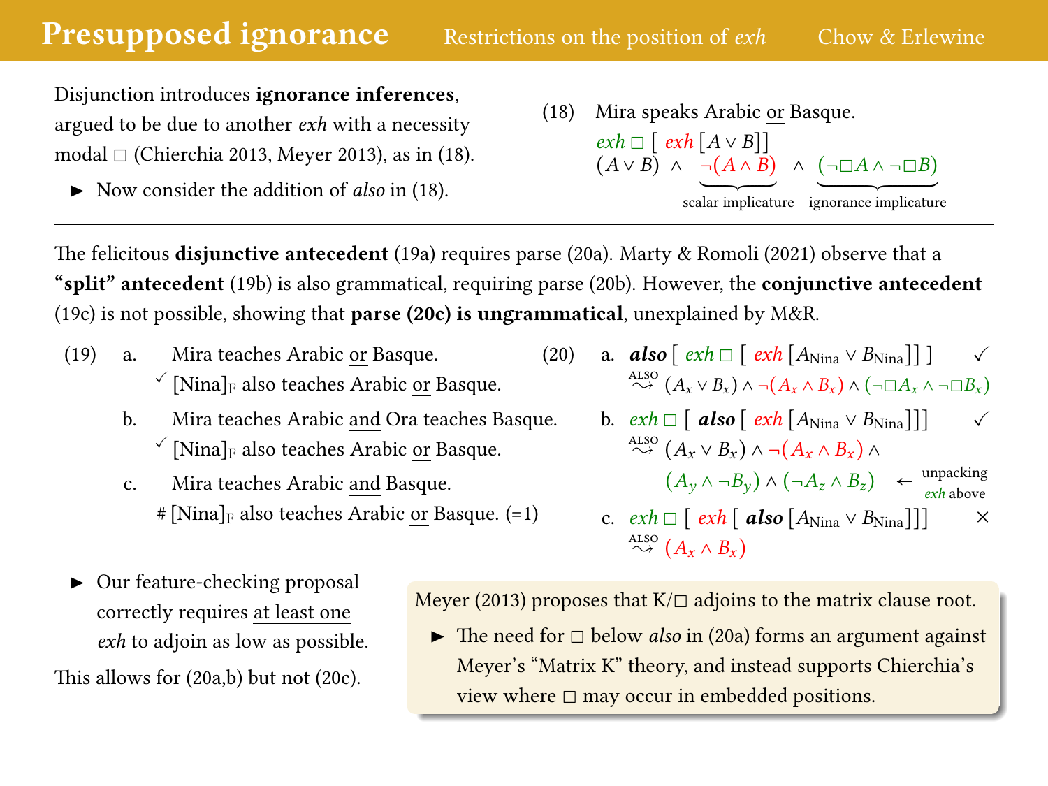# Presupposed ignorance

Restrictions on the position of *exh* — Chow & Erlewine

Disjunction introduces **ignorance inferences**, argued to be due to another *exh* with a necessity modal $\Box$ (Chierchia 2013, Meyer 2013), as in (18).

- Now consider the addition of *also* in (18).

(18) Mira speaks Arabic or Basque.

$exh\ \Box\ [\ exh\ [A \vee B]]$

$(A \vee B) \wedge \underbrace{\neg(A \wedge B)}_{\text{scalar implicature}} \wedge \underbrace{(\neg\Box A \wedge \neg\Box B)}_{\text{ignorance implicature}}$

---

The felicitous **disjunctive antecedent** (19a) requires parse (20a). Marty & Romoli (2021) observe that a **"split" antecedent** (19b) is also grammatical, requiring parse (20b). However, the **conjunctive antecedent** (19c) is not possible, showing that **parse (20c) is ungrammatical**, unexplained by M&R.

(19)
a. Mira teaches Arabic or Basque.
✓ [Nina]$_F$ also teaches Arabic or Basque.

b. Mira teaches Arabic and Ora teaches Basque.
✓ [Nina]$_F$ also teaches Arabic or Basque.

c. Mira teaches Arabic and Basque.
\# [Nina]$_F$ also teaches Arabic or Basque. (=1)

(20)
a. ***also*** $[\ exh\ \Box\ [\ exh\ [A_{\text{Nina}} \vee B_{\text{Nina}}]]\ ]$ ✓
$\overset{\text{ALSO}}{\leadsto} (A_x \vee B_x) \wedge \neg(A_x \wedge B_x) \wedge (\neg\Box A_x \wedge \neg\Box B_x)$

b. $exh\ \Box\ [$ ***also*** $[\ exh\ [A_{\text{Nina}} \vee B_{\text{Nina}}]]]$ ✓
$\overset{\text{ALSO}}{\leadsto} (A_x \vee B_x) \wedge \neg(A_x \wedge B_x) \wedge$
$(A_y \wedge \neg B_y) \wedge (\neg A_z \wedge B_z)$ ← unpacking *exh* above

c. $exh\ \Box\ [\ exh\ [$ ***also*** $[A_{\text{Nina}} \vee B_{\text{Nina}}]]]$ ×
$\overset{\text{ALSO}}{\leadsto} (A_x \wedge B_x)$

- Our feature-checking proposal correctly requires at least one *exh* to adjoin as low as possible.

This allows for (20a,b) but not (20c).

Meyer (2013) proposes that K/$\Box$ adjoins to the matrix clause root.

- The need for $\Box$ below *also* in (20a) forms an argument against Meyer's "Matrix K" theory, and instead supports Chierchia's view where $\Box$ may occur in embedded positions.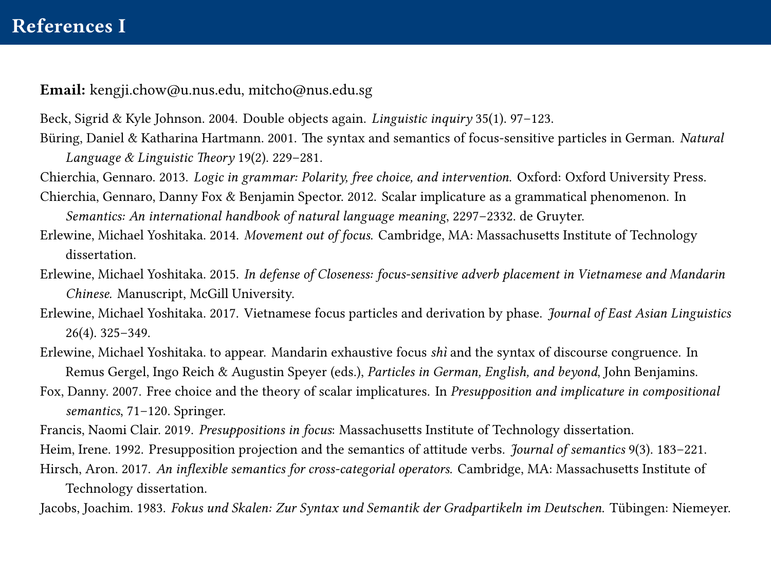# References I

**Email:** kengji.chow@u.nus.edu, mitcho@nus.edu.sg

Beck, Sigrid & Kyle Johnson. 2004. Double objects again. *Linguistic inquiry* 35(1). 97–123.

Büring, Daniel & Katharina Hartmann. 2001. The syntax and semantics of focus-sensitive particles in German. *Natural Language & Linguistic Theory* 19(2). 229–281.

Chierchia, Gennaro. 2013. *Logic in grammar: Polarity, free choice, and intervention*. Oxford: Oxford University Press.

Chierchia, Gennaro, Danny Fox & Benjamin Spector. 2012. Scalar implicature as a grammatical phenomenon. In *Semantics: An international handbook of natural language meaning*, 2297–2332. de Gruyter.

Erlewine, Michael Yoshitaka. 2014. *Movement out of focus*. Cambridge, MA: Massachusetts Institute of Technology dissertation.

Erlewine, Michael Yoshitaka. 2015. *In defense of Closeness: focus-sensitive adverb placement in Vietnamese and Mandarin Chinese*. Manuscript, McGill University.

Erlewine, Michael Yoshitaka. 2017. Vietnamese focus particles and derivation by phase. *Journal of East Asian Linguistics* 26(4). 325–349.

Erlewine, Michael Yoshitaka. to appear. Mandarin exhaustive focus *shì* and the syntax of discourse congruence. In Remus Gergel, Ingo Reich & Augustin Speyer (eds.), *Particles in German, English, and beyond*, John Benjamins.

Fox, Danny. 2007. Free choice and the theory of scalar implicatures. In *Presupposition and implicature in compositional semantics*, 71–120. Springer.

Francis, Naomi Clair. 2019. *Presuppositions in focus*: Massachusetts Institute of Technology dissertation.

Heim, Irene. 1992. Presupposition projection and the semantics of attitude verbs. *Journal of semantics* 9(3). 183–221.

Hirsch, Aron. 2017. *An inflexible semantics for cross-categorial operators*. Cambridge, MA: Massachusetts Institute of Technology dissertation.

Jacobs, Joachim. 1983. *Fokus und Skalen: Zur Syntax und Semantik der Gradpartikeln im Deutschen*. Tübingen: Niemeyer.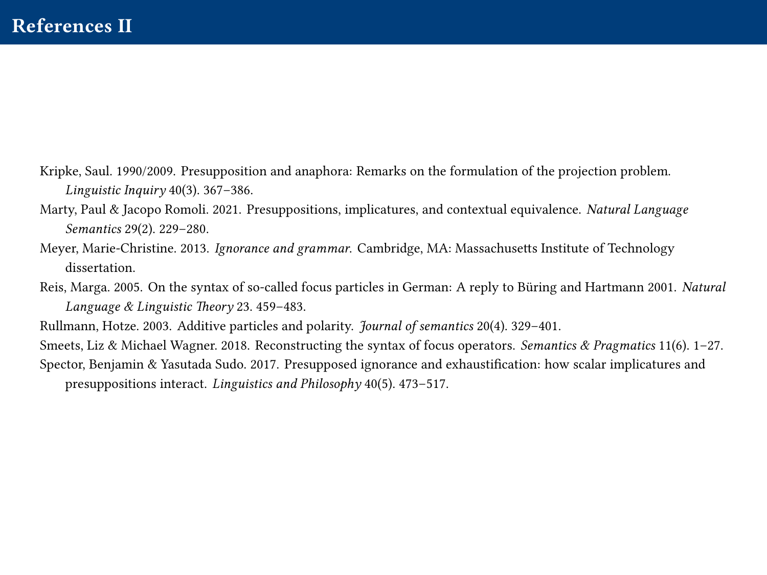# References II

Kripke, Saul. 1990/2009. Presupposition and anaphora: Remarks on the formulation of the projection problem. *Linguistic Inquiry* 40(3). 367–386.

Marty, Paul & Jacopo Romoli. 2021. Presuppositions, implicatures, and contextual equivalence. *Natural Language Semantics* 29(2). 229–280.

Meyer, Marie-Christine. 2013. *Ignorance and grammar.* Cambridge, MA: Massachusetts Institute of Technology dissertation.

Reis, Marga. 2005. On the syntax of so-called focus particles in German: A reply to Büring and Hartmann 2001. *Natural Language & Linguistic Theory* 23. 459–483.

Rullmann, Hotze. 2003. Additive particles and polarity. *Journal of semantics* 20(4). 329–401.

Smeets, Liz & Michael Wagner. 2018. Reconstructing the syntax of focus operators. *Semantics & Pragmatics* 11(6). 1–27.

Spector, Benjamin & Yasutada Sudo. 2017. Presupposed ignorance and exhaustification: how scalar implicatures and presuppositions interact. *Linguistics and Philosophy* 40(5). 473–517.